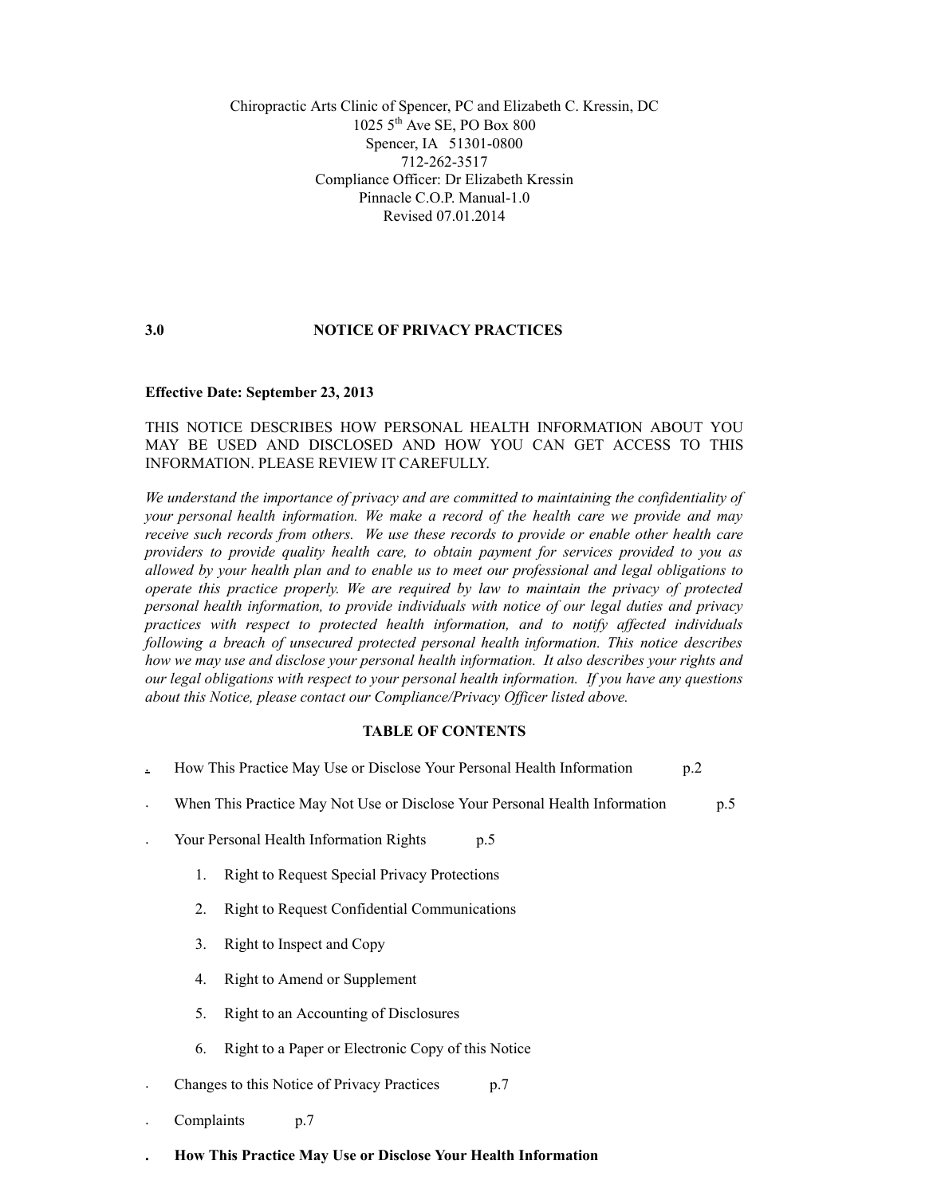Chiropractic Arts Clinic of Spencer, PC and Elizabeth C. Kressin, DC
1025 5th Ave SE, PO Box 800
Spencer, IA 51301-0800
712-262-3517
Compliance Officer: Dr Elizabeth Kressin
Pinnacle C.O.P. Manual-1.0
Revised 07.01.2014

## 3.0 NOTICE OF PRIVACY PRACTICES

**Effective Date: September 23, 2013**

THIS NOTICE DESCRIBES HOW PERSONAL HEALTH INFORMATION ABOUT YOU MAY BE USED AND DISCLOSED AND HOW YOU CAN GET ACCESS TO THIS INFORMATION. PLEASE REVIEW IT CAREFULLY.

*We understand the importance of privacy and are committed to maintaining the confidentiality of your personal health information. We make a record of the health care we provide and may receive such records from others. We use these records to provide or enable other health care providers to provide quality health care, to obtain payment for services provided to you as allowed by your health plan and to enable us to meet our professional and legal obligations to operate this practice properly. We are required by law to maintain the privacy of protected personal health information, to provide individuals with notice of our legal duties and privacy practices with respect to protected health information, and to notify affected individuals following a breach of unsecured protected personal health information. This notice describes how we may use and disclose your personal health information. It also describes your rights and our legal obligations with respect to your personal health information. If you have any questions about this Notice, please contact our Compliance/Privacy Officer listed above.*

### TABLE OF CONTENTS

- How This Practice May Use or Disclose Your Personal Health Information p.2
- When This Practice May Not Use or Disclose Your Personal Health Information p.5
- Your Personal Health Information Rights p.5
  1. Right to Request Special Privacy Protections
  2. Right to Request Confidential Communications
  3. Right to Inspect and Copy
  4. Right to Amend or Supplement
  5. Right to an Accounting of Disclosures
  6. Right to a Paper or Electronic Copy of this Notice
- Changes to this Notice of Privacy Practices p.7
- Complaints p.7

### How This Practice May Use or Disclose Your Health Information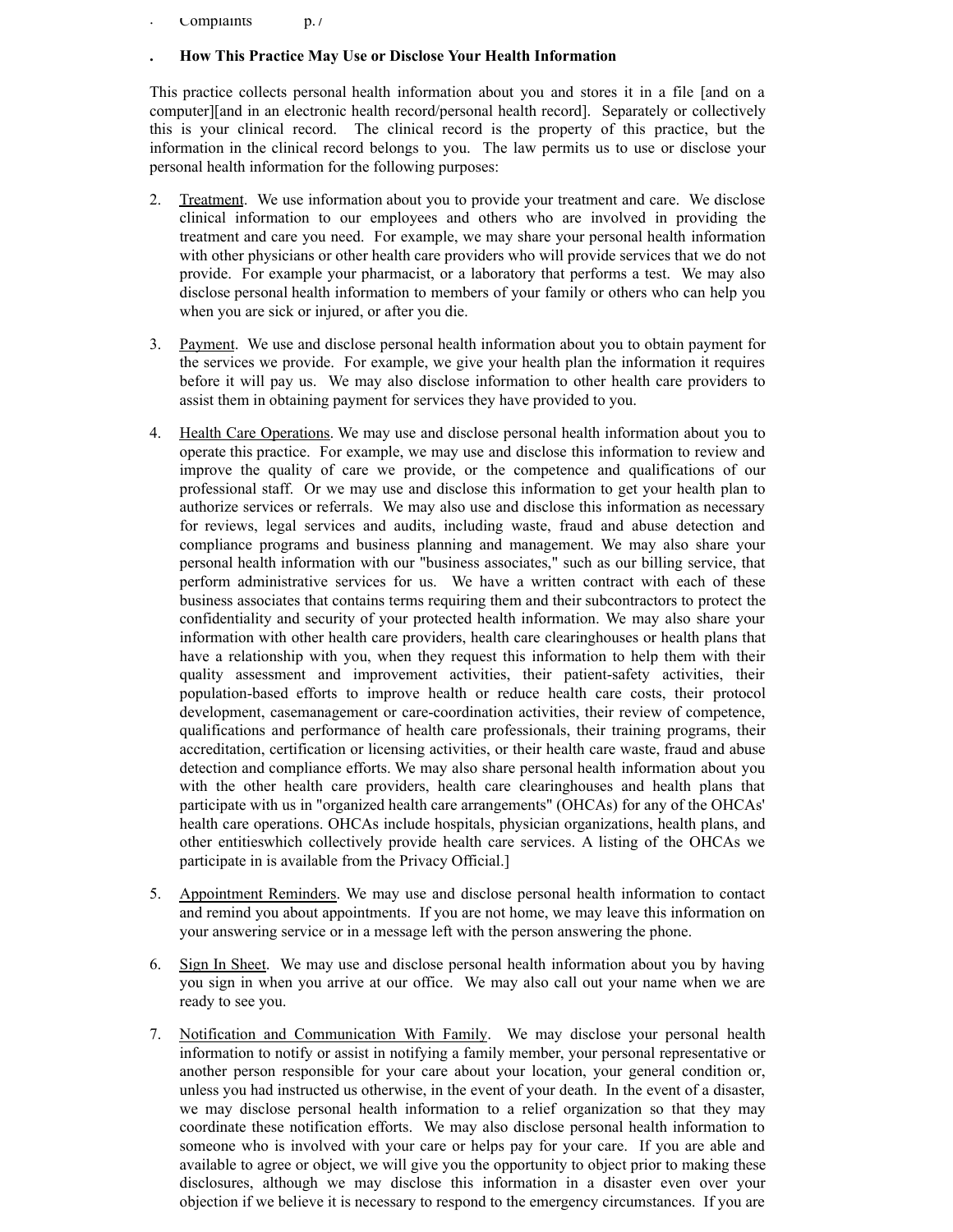· Complaints p. 7

. **How This Practice May Use or Disclose Your Health Information**

This practice collects personal health information about you and stores it in a file [and on a computer][and in an electronic health record/personal health record]. Separately or collectively this is your clinical record. The clinical record is the property of this practice, but the information in the clinical record belongs to you. The law permits us to use or disclose your personal health information for the following purposes:

2. Treatment. We use information about you to provide your treatment and care. We disclose clinical information to our employees and others who are involved in providing the treatment and care you need. For example, we may share your personal health information with other physicians or other health care providers who will provide services that we do not provide. For example your pharmacist, or a laboratory that performs a test. We may also disclose personal health information to members of your family or others who can help you when you are sick or injured, or after you die.

3. Payment. We use and disclose personal health information about you to obtain payment for the services we provide. For example, we give your health plan the information it requires before it will pay us. We may also disclose information to other health care providers to assist them in obtaining payment for services they have provided to you.

4. Health Care Operations. We may use and disclose personal health information about you to operate this practice. For example, we may use and disclose this information to review and improve the quality of care we provide, or the competence and qualifications of our professional staff. Or we may use and disclose this information to get your health plan to authorize services or referrals. We may also use and disclose this information as necessary for reviews, legal services and audits, including waste, fraud and abuse detection and compliance programs and business planning and management. We may also share your personal health information with our "business associates," such as our billing service, that perform administrative services for us. We have a written contract with each of these business associates that contains terms requiring them and their subcontractors to protect the confidentiality and security of your protected health information. We may also share your information with other health care providers, health care clearinghouses or health plans that have a relationship with you, when they request this information to help them with their quality assessment and improvement activities, their patient-safety activities, their population-based efforts to improve health or reduce health care costs, their protocol development, casemanagement or care-coordination activities, their review of competence, qualifications and performance of health care professionals, their training programs, their accreditation, certification or licensing activities, or their health care waste, fraud and abuse detection and compliance efforts. We may also share personal health information about you with the other health care providers, health care clearinghouses and health plans that participate with us in "organized health care arrangements" (OHCAs) for any of the OHCAs' health care operations. OHCAs include hospitals, physician organizations, health plans, and other entitieswhich collectively provide health care services. A listing of the OHCAs we participate in is available from the Privacy Official.]

5. Appointment Reminders. We may use and disclose personal health information to contact and remind you about appointments. If you are not home, we may leave this information on your answering service or in a message left with the person answering the phone.

6. Sign In Sheet. We may use and disclose personal health information about you by having you sign in when you arrive at our office. We may also call out your name when we are ready to see you.

7. Notification and Communication With Family. We may disclose your personal health information to notify or assist in notifying a family member, your personal representative or another person responsible for your care about your location, your general condition or, unless you had instructed us otherwise, in the event of your death. In the event of a disaster, we may disclose personal health information to a relief organization so that they may coordinate these notification efforts. We may also disclose personal health information to someone who is involved with your care or helps pay for your care. If you are able and available to agree or object, we will give you the opportunity to object prior to making these disclosures, although we may disclose this information in a disaster even over your objection if we believe it is necessary to respond to the emergency circumstances. If you are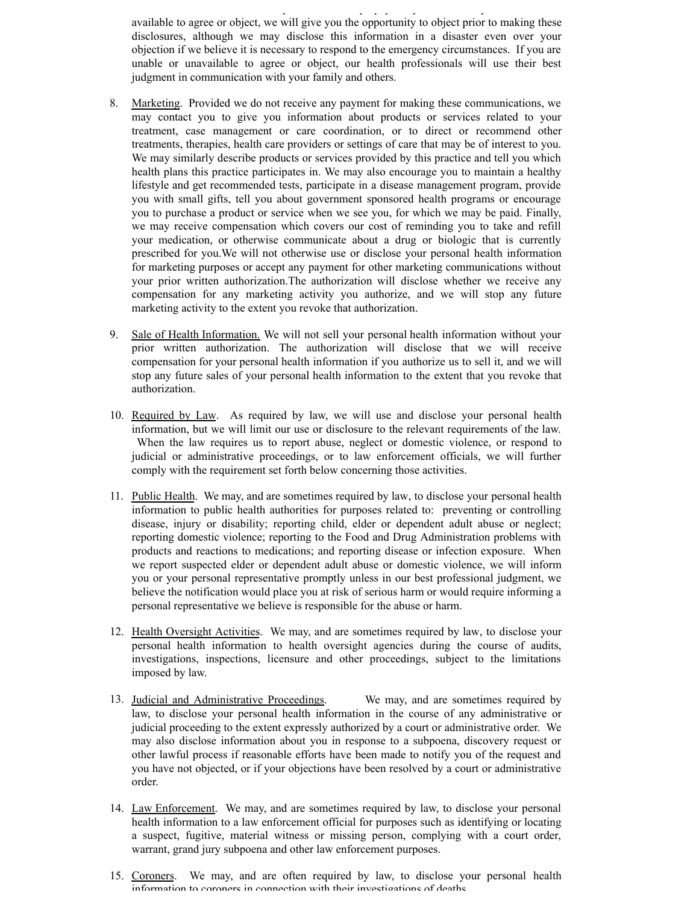available to agree or object, we will give you the opportunity to object prior to making these disclosures, although we may disclose this information in a disaster even over your objection if we believe it is necessary to respond to the emergency circumstances. If you are unable or unavailable to agree or object, our health professionals will use their best judgment in communication with your family and others.

8. Marketing. Provided we do not receive any payment for making these communications, we may contact you to give you information about products or services related to your treatment, case management or care coordination, or to direct or recommend other treatments, therapies, health care providers or settings of care that may be of interest to you. We may similarly describe products or services provided by this practice and tell you which health plans this practice participates in. We may also encourage you to maintain a healthy lifestyle and get recommended tests, participate in a disease management program, provide you with small gifts, tell you about government sponsored health programs or encourage you to purchase a product or service when we see you, for which we may be paid. Finally, we may receive compensation which covers our cost of reminding you to take and refill your medication, or otherwise communicate about a drug or biologic that is currently prescribed for you.We will not otherwise use or disclose your personal health information for marketing purposes or accept any payment for other marketing communications without your prior written authorization.The authorization will disclose whether we receive any compensation for any marketing activity you authorize, and we will stop any future marketing activity to the extent you revoke that authorization.

9. Sale of Health Information. We will not sell your personal health information without your prior written authorization. The authorization will disclose that we will receive compensation for your personal health information if you authorize us to sell it, and we will stop any future sales of your personal health information to the extent that you revoke that authorization.

10. Required by Law. As required by law, we will use and disclose your personal health information, but we will limit our use or disclosure to the relevant requirements of the law. When the law requires us to report abuse, neglect or domestic violence, or respond to judicial or administrative proceedings, or to law enforcement officials, we will further comply with the requirement set forth below concerning those activities.

11. Public Health. We may, and are sometimes required by law, to disclose your personal health information to public health authorities for purposes related to: preventing or controlling disease, injury or disability; reporting child, elder or dependent adult abuse or neglect; reporting domestic violence; reporting to the Food and Drug Administration problems with products and reactions to medications; and reporting disease or infection exposure. When we report suspected elder or dependent adult abuse or domestic violence, we will inform you or your personal representative promptly unless in our best professional judgment, we believe the notification would place you at risk of serious harm or would require informing a personal representative we believe is responsible for the abuse or harm.

12. Health Oversight Activities. We may, and are sometimes required by law, to disclose your personal health information to health oversight agencies during the course of audits, investigations, inspections, licensure and other proceedings, subject to the limitations imposed by law.

13. Judicial and Administrative Proceedings. We may, and are sometimes required by law, to disclose your personal health information in the course of any administrative or judicial proceeding to the extent expressly authorized by a court or administrative order. We may also disclose information about you in response to a subpoena, discovery request or other lawful process if reasonable efforts have been made to notify you of the request and you have not objected, or if your objections have been resolved by a court or administrative order.

14. Law Enforcement. We may, and are sometimes required by law, to disclose your personal health information to a law enforcement official for purposes such as identifying or locating a suspect, fugitive, material witness or missing person, complying with a court order, warrant, grand jury subpoena and other law enforcement purposes.

15. Coroners. We may, and are often required by law, to disclose your personal health information to coroners in connection with their investigations of deaths.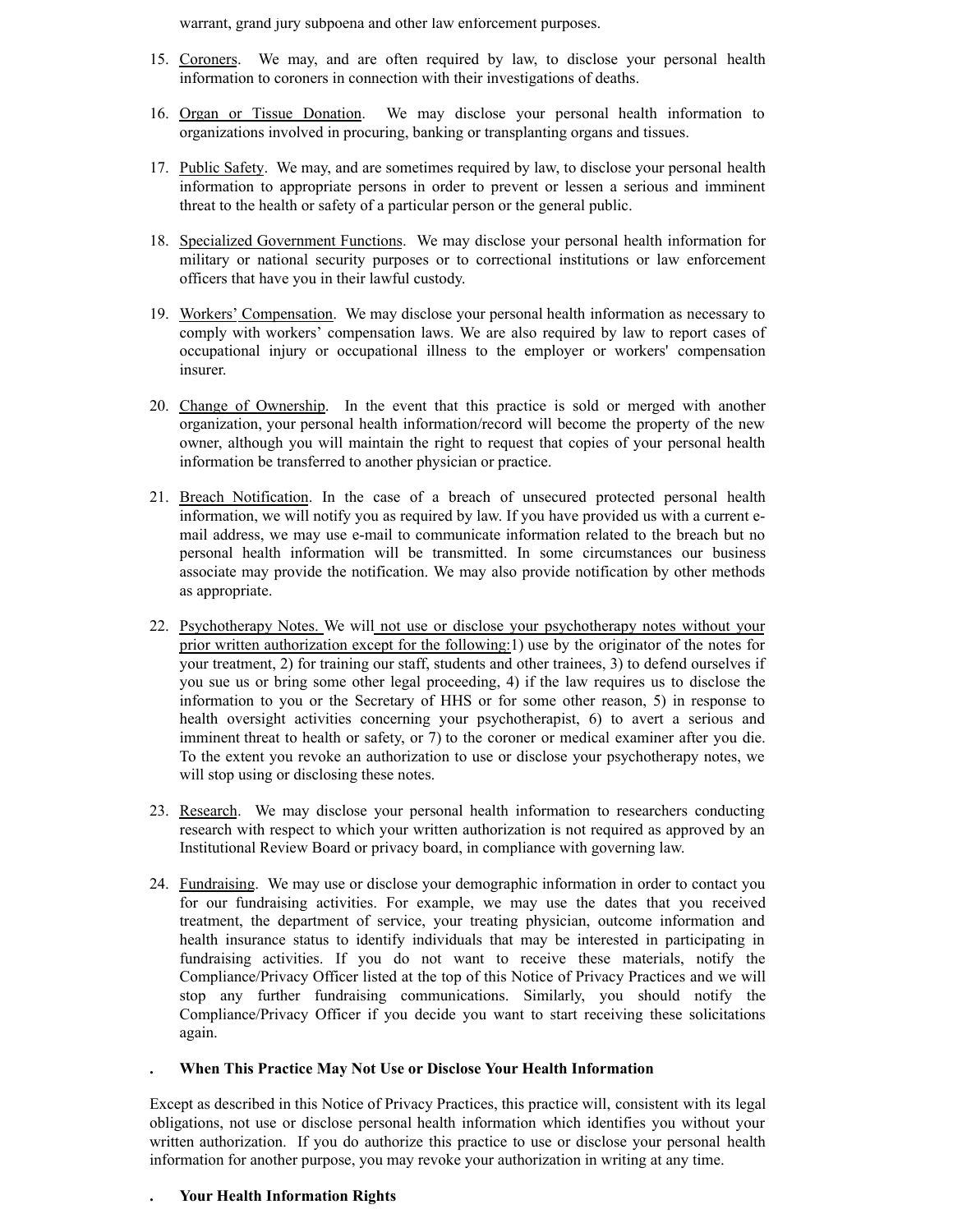warrant, grand jury subpoena and other law enforcement purposes.

15. Coroners. We may, and are often required by law, to disclose your personal health information to coroners in connection with their investigations of deaths.

16. Organ or Tissue Donation. We may disclose your personal health information to organizations involved in procuring, banking or transplanting organs and tissues.

17. Public Safety. We may, and are sometimes required by law, to disclose your personal health information to appropriate persons in order to prevent or lessen a serious and imminent threat to the health or safety of a particular person or the general public.

18. Specialized Government Functions. We may disclose your personal health information for military or national security purposes or to correctional institutions or law enforcement officers that have you in their lawful custody.

19. Workers' Compensation. We may disclose your personal health information as necessary to comply with workers' compensation laws. We are also required by law to report cases of occupational injury or occupational illness to the employer or workers' compensation insurer.

20. Change of Ownership. In the event that this practice is sold or merged with another organization, your personal health information/record will become the property of the new owner, although you will maintain the right to request that copies of your personal health information be transferred to another physician or practice.

21. Breach Notification. In the case of a breach of unsecured protected personal health information, we will notify you as required by law. If you have provided us with a current e-mail address, we may use e-mail to communicate information related to the breach but no personal health information will be transmitted. In some circumstances our business associate may provide the notification. We may also provide notification by other methods as appropriate.

22. Psychotherapy Notes. We will not use or disclose your psychotherapy notes without your prior written authorization except for the following: 1) use by the originator of the notes for your treatment, 2) for training our staff, students and other trainees, 3) to defend ourselves if you sue us or bring some other legal proceeding, 4) if the law requires us to disclose the information to you or the Secretary of HHS or for some other reason, 5) in response to health oversight activities concerning your psychotherapist, 6) to avert a serious and imminent threat to health or safety, or 7) to the coroner or medical examiner after you die. To the extent you revoke an authorization to use or disclose your psychotherapy notes, we will stop using or disclosing these notes.

23. Research. We may disclose your personal health information to researchers conducting research with respect to which your written authorization is not required as approved by an Institutional Review Board or privacy board, in compliance with governing law.

24. Fundraising. We may use or disclose your demographic information in order to contact you for our fundraising activities. For example, we may use the dates that you received treatment, the department of service, your treating physician, outcome information and health insurance status to identify individuals that may be interested in participating in fundraising activities. If you do not want to receive these materials, notify the Compliance/Privacy Officer listed at the top of this Notice of Privacy Practices and we will stop any further fundraising communications. Similarly, you should notify the Compliance/Privacy Officer if you decide you want to start receiving these solicitations again.

**. When This Practice May Not Use or Disclose Your Health Information**

Except as described in this Notice of Privacy Practices, this practice will, consistent with its legal obligations, not use or disclose personal health information which identifies you without your written authorization. If you do authorize this practice to use or disclose your personal health information for another purpose, you may revoke your authorization in writing at any time.

**. Your Health Information Rights**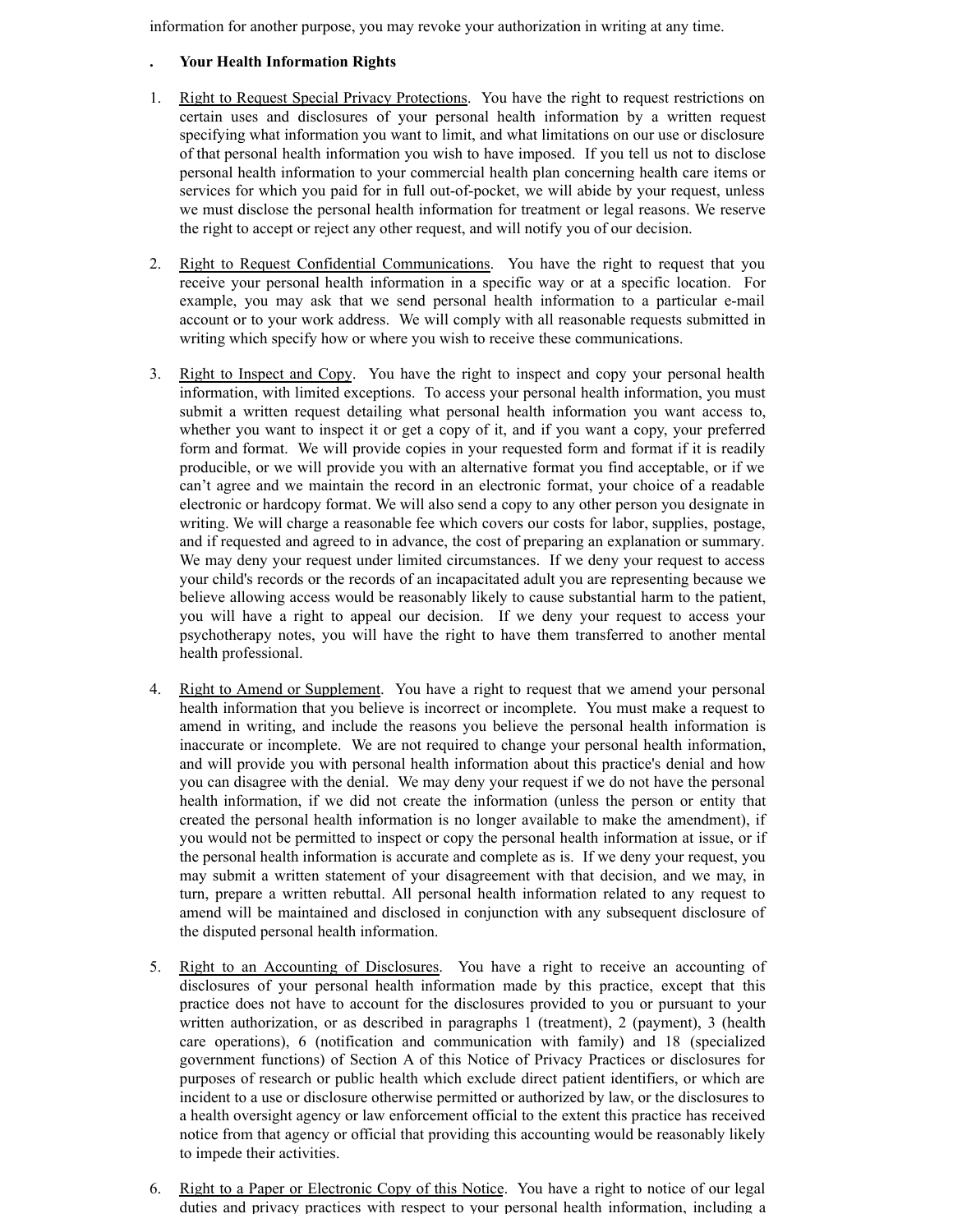information for another purpose, you may revoke your authorization in writing at any time.

## . Your Health Information Rights

1. Right to Request Special Privacy Protections. You have the right to request restrictions on certain uses and disclosures of your personal health information by a written request specifying what information you want to limit, and what limitations on our use or disclosure of that personal health information you wish to have imposed. If you tell us not to disclose personal health information to your commercial health plan concerning health care items or services for which you paid for in full out-of-pocket, we will abide by your request, unless we must disclose the personal health information for treatment or legal reasons. We reserve the right to accept or reject any other request, and will notify you of our decision.

2. Right to Request Confidential Communications. You have the right to request that you receive your personal health information in a specific way or at a specific location. For example, you may ask that we send personal health information to a particular e-mail account or to your work address. We will comply with all reasonable requests submitted in writing which specify how or where you wish to receive these communications.

3. Right to Inspect and Copy. You have the right to inspect and copy your personal health information, with limited exceptions. To access your personal health information, you must submit a written request detailing what personal health information you want access to, whether you want to inspect it or get a copy of it, and if you want a copy, your preferred form and format. We will provide copies in your requested form and format if it is readily producible, or we will provide you with an alternative format you find acceptable, or if we can't agree and we maintain the record in an electronic format, your choice of a readable electronic or hardcopy format. We will also send a copy to any other person you designate in writing. We will charge a reasonable fee which covers our costs for labor, supplies, postage, and if requested and agreed to in advance, the cost of preparing an explanation or summary. We may deny your request under limited circumstances. If we deny your request to access your child's records or the records of an incapacitated adult you are representing because we believe allowing access would be reasonably likely to cause substantial harm to the patient, you will have a right to appeal our decision. If we deny your request to access your psychotherapy notes, you will have the right to have them transferred to another mental health professional.

4. Right to Amend or Supplement. You have a right to request that we amend your personal health information that you believe is incorrect or incomplete. You must make a request to amend in writing, and include the reasons you believe the personal health information is inaccurate or incomplete. We are not required to change your personal health information, and will provide you with personal health information about this practice's denial and how you can disagree with the denial. We may deny your request if we do not have the personal health information, if we did not create the information (unless the person or entity that created the personal health information is no longer available to make the amendment), if you would not be permitted to inspect or copy the personal health information at issue, or if the personal health information is accurate and complete as is. If we deny your request, you may submit a written statement of your disagreement with that decision, and we may, in turn, prepare a written rebuttal. All personal health information related to any request to amend will be maintained and disclosed in conjunction with any subsequent disclosure of the disputed personal health information.

5. Right to an Accounting of Disclosures. You have a right to receive an accounting of disclosures of your personal health information made by this practice, except that this practice does not have to account for the disclosures provided to you or pursuant to your written authorization, or as described in paragraphs 1 (treatment), 2 (payment), 3 (health care operations), 6 (notification and communication with family) and 18 (specialized government functions) of Section A of this Notice of Privacy Practices or disclosures for purposes of research or public health which exclude direct patient identifiers, or which are incident to a use or disclosure otherwise permitted or authorized by law, or the disclosures to a health oversight agency or law enforcement official to the extent this practice has received notice from that agency or official that providing this accounting would be reasonably likely to impede their activities.

6. Right to a Paper or Electronic Copy of this Notice. You have a right to notice of our legal duties and privacy practices with respect to your personal health information, including a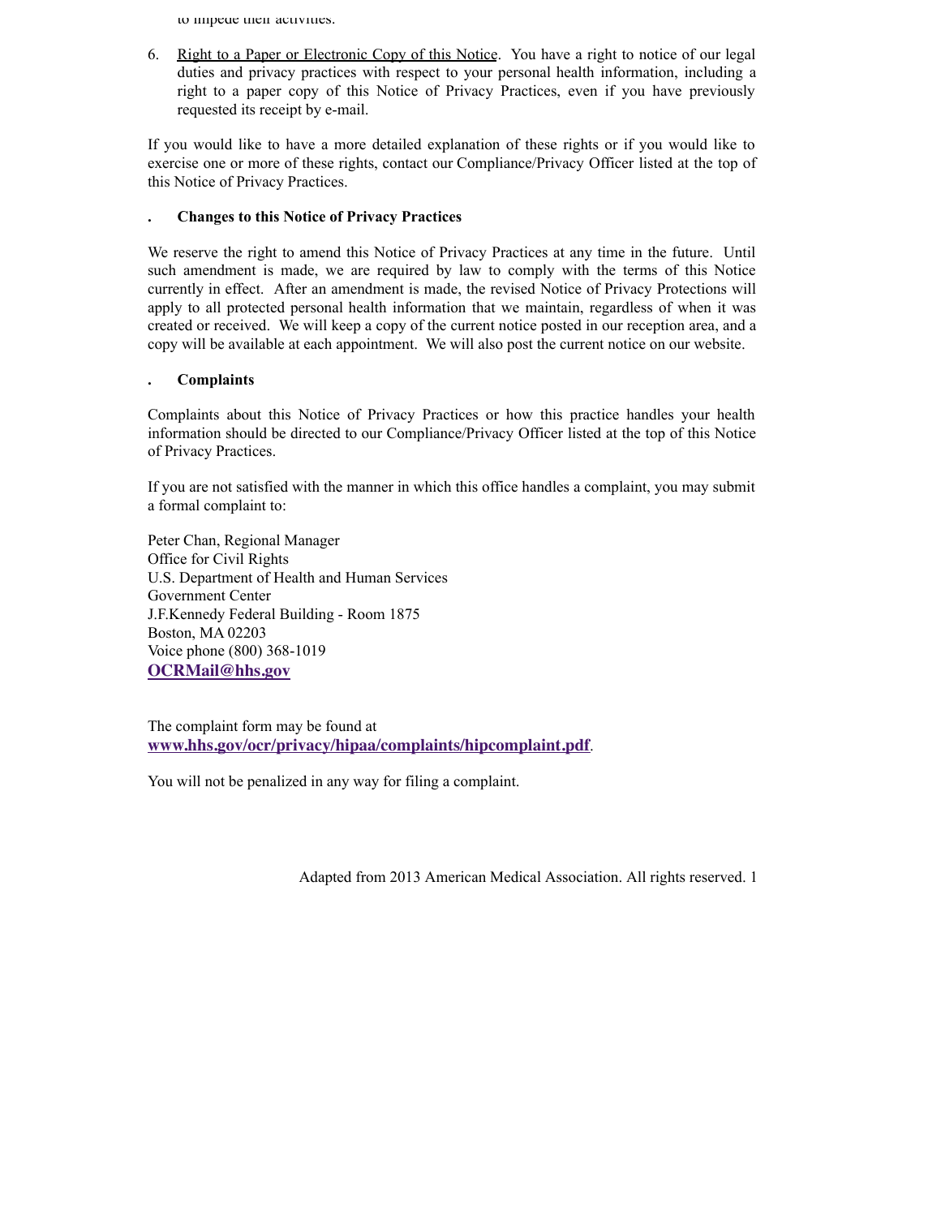to impede their activities.

6. Right to a Paper or Electronic Copy of this Notice. You have a right to notice of our legal duties and privacy practices with respect to your personal health information, including a right to a paper copy of this Notice of Privacy Practices, even if you have previously requested its receipt by e-mail.

If you would like to have a more detailed explanation of these rights or if you would like to exercise one or more of these rights, contact our Compliance/Privacy Officer listed at the top of this Notice of Privacy Practices.

**. Changes to this Notice of Privacy Practices**

We reserve the right to amend this Notice of Privacy Practices at any time in the future. Until such amendment is made, we are required by law to comply with the terms of this Notice currently in effect. After an amendment is made, the revised Notice of Privacy Protections will apply to all protected personal health information that we maintain, regardless of when it was created or received. We will keep a copy of the current notice posted in our reception area, and a copy will be available at each appointment. We will also post the current notice on our website.

**. Complaints**

Complaints about this Notice of Privacy Practices or how this practice handles your health information should be directed to our Compliance/Privacy Officer listed at the top of this Notice of Privacy Practices.

If you are not satisfied with the manner in which this office handles a complaint, you may submit a formal complaint to:

Peter Chan, Regional Manager
Office for Civil Rights
U.S. Department of Health and Human Services
Government Center
J.F.Kennedy Federal Building - Room 1875
Boston, MA 02203
Voice phone (800) 368-1019
**OCRMail@hhs.gov**

The complaint form may be found at **www.hhs.gov/ocr/privacy/hipaa/complaints/hipcomplaint.pdf**.

You will not be penalized in any way for filing a complaint.

Adapted from 2013 American Medical Association. All rights reserved. 1